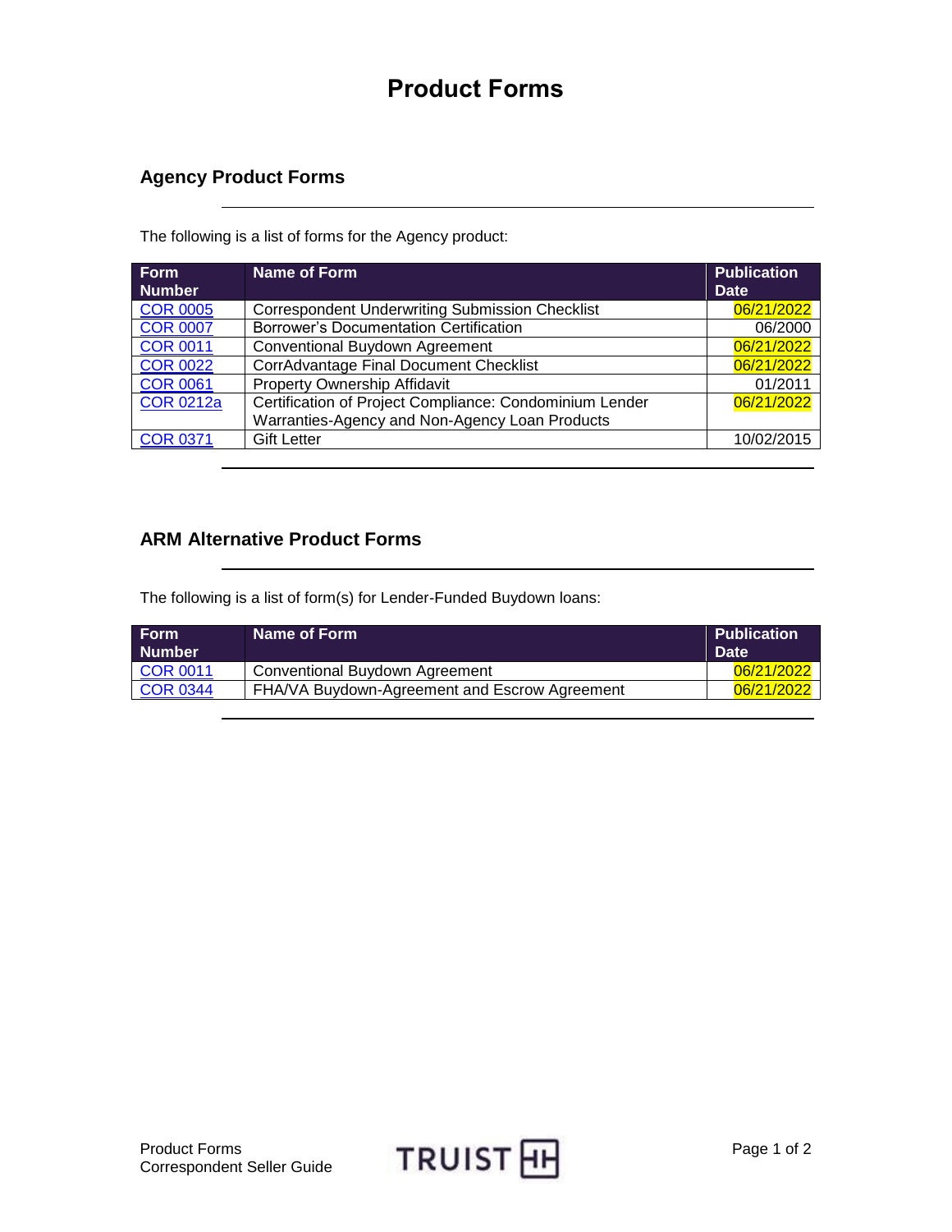# Product Forms

## Agency Product Forms

The following is a list of forms for the Agency product:

| Form Number | Name of Form | Publication Date |
|---|---|---|
| COR 0005 | Correspondent Underwriting Submission Checklist | 06/21/2022 |
| COR 0007 | Borrower's Documentation Certification | 06/2000 |
| COR 0011 | Conventional Buydown Agreement | 06/21/2022 |
| COR 0022 | CorrAdvantage Final Document Checklist | 06/21/2022 |
| COR 0061 | Property Ownership Affidavit | 01/2011 |
| COR 0212a | Certification of Project Compliance: Condominium Lender Warranties-Agency and Non-Agency Loan Products | 06/21/2022 |
| COR 0371 | Gift Letter | 10/02/2015 |

## ARM Alternative Product Forms

The following is a list of form(s) for Lender-Funded Buydown loans:

| Form Number | Name of Form | Publication Date |
|---|---|---|
| COR 0011 | Conventional Buydown Agreement | 06/21/2022 |
| COR 0344 | FHA/VA Buydown-Agreement and Escrow Agreement | 06/21/2022 |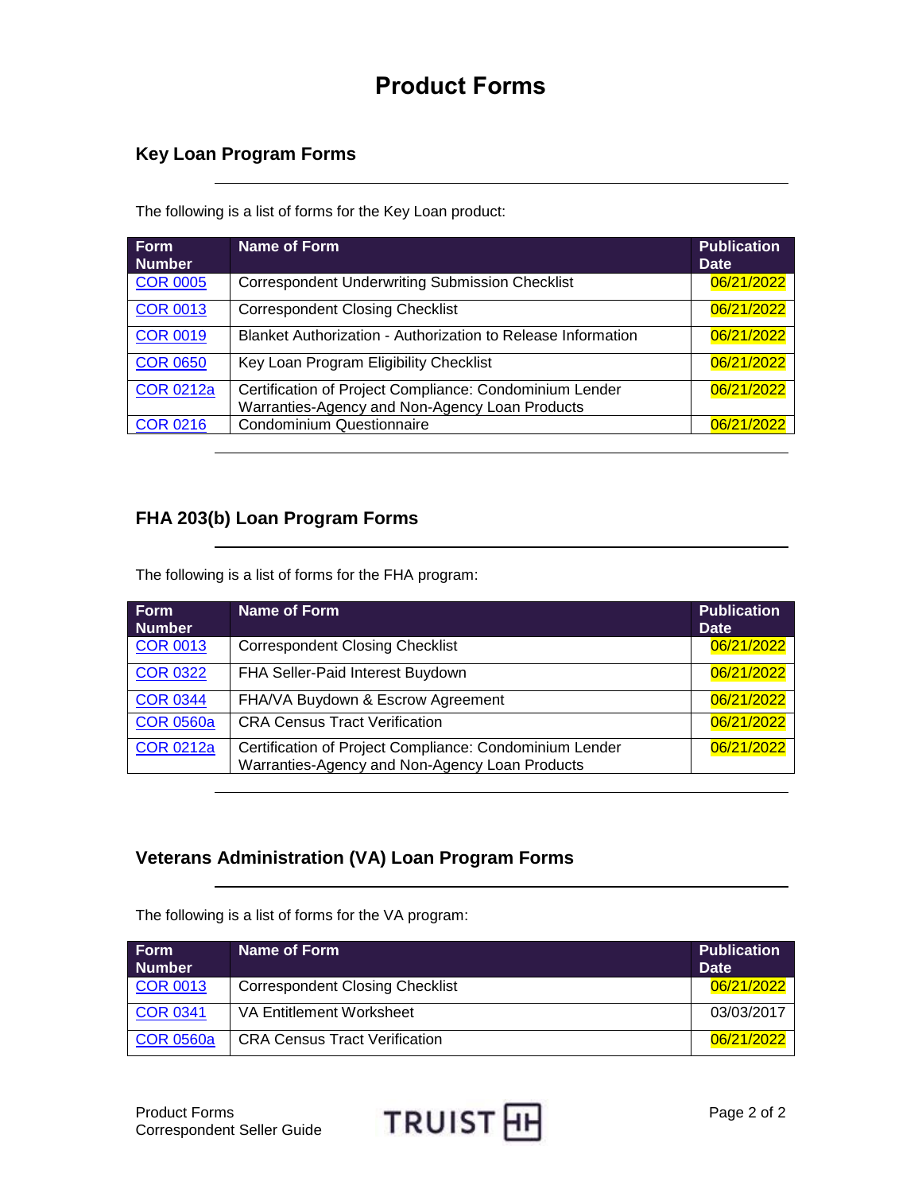# Product Forms

## Key Loan Program Forms

The following is a list of forms for the Key Loan product:

| Form Number | Name of Form | Publication Date |
| --- | --- | --- |
| COR 0005 | Correspondent Underwriting Submission Checklist | 06/21/2022 |
| COR 0013 | Correspondent Closing Checklist | 06/21/2022 |
| COR 0019 | Blanket Authorization - Authorization to Release Information | 06/21/2022 |
| COR 0650 | Key Loan Program Eligibility Checklist | 06/21/2022 |
| COR 0212a | Certification of Project Compliance: Condominium Lender Warranties-Agency and Non-Agency Loan Products | 06/21/2022 |
| COR 0216 | Condominium Questionnaire | 06/21/2022 |

## FHA 203(b) Loan Program Forms

The following is a list of forms for the FHA program:

| Form Number | Name of Form | Publication Date |
| --- | --- | --- |
| COR 0013 | Correspondent Closing Checklist | 06/21/2022 |
| COR 0322 | FHA Seller-Paid Interest Buydown | 06/21/2022 |
| COR 0344 | FHA/VA Buydown & Escrow Agreement | 06/21/2022 |
| COR 0560a | CRA Census Tract Verification | 06/21/2022 |
| COR 0212a | Certification of Project Compliance: Condominium Lender Warranties-Agency and Non-Agency Loan Products | 06/21/2022 |

## Veterans Administration (VA) Loan Program Forms

The following is a list of forms for the VA program:

| Form Number | Name of Form | Publication Date |
| --- | --- | --- |
| COR 0013 | Correspondent Closing Checklist | 06/21/2022 |
| COR 0341 | VA Entitlement Worksheet | 03/03/2017 |
| COR 0560a | CRA Census Tract Verification | 06/21/2022 |